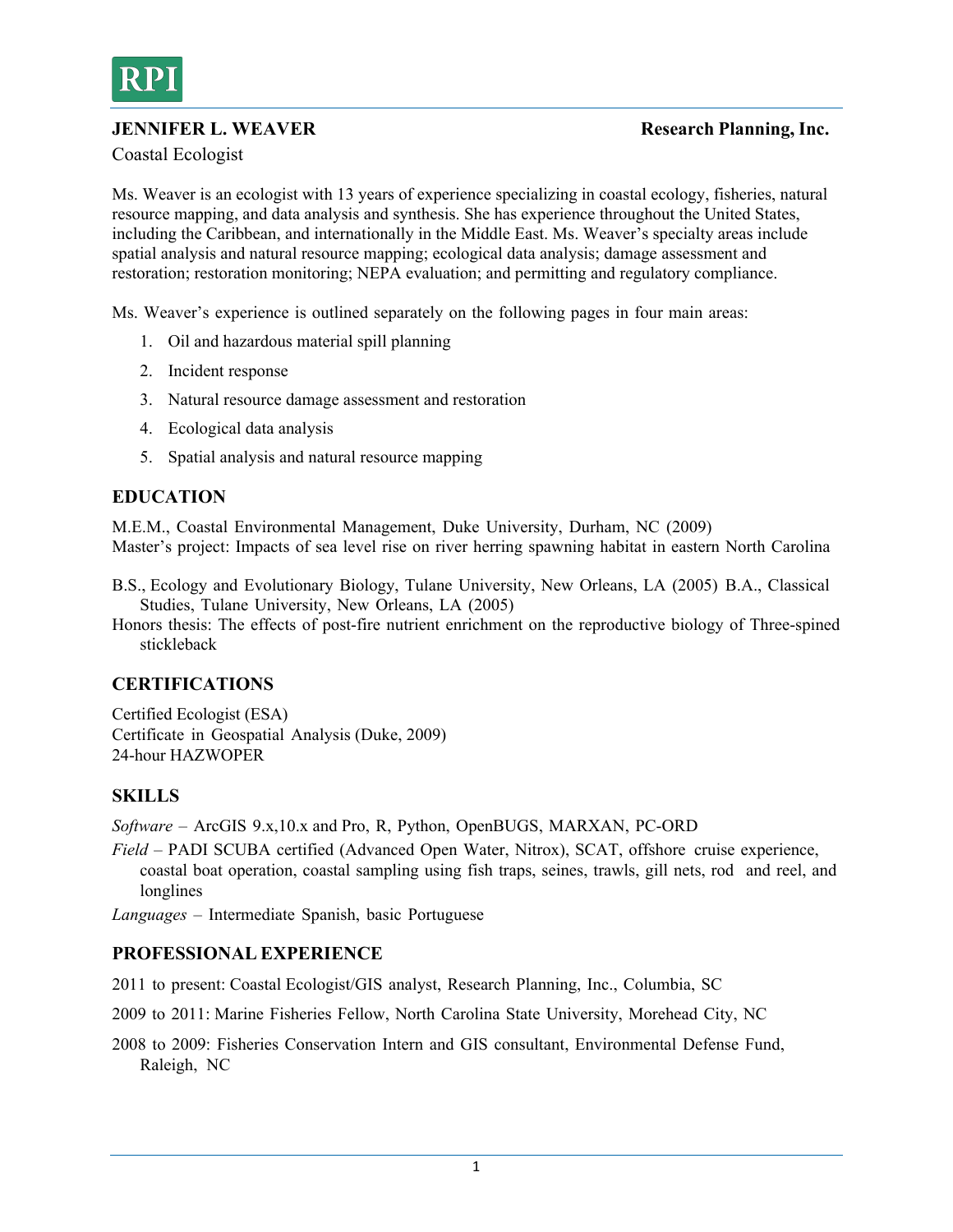**JENNIFER L. WEAVER** **Research Planning, Inc.**

Coastal Ecologist

Ms. Weaver is an ecologist with 13 years of experience specializing in coastal ecology, fisheries, natural resource mapping, and data analysis and synthesis. She has experience throughout the United States, including the Caribbean, and internationally in the Middle East. Ms. Weaver's specialty areas include spatial analysis and natural resource mapping; ecological data analysis; damage assessment and restoration; restoration monitoring; NEPA evaluation; and permitting and regulatory compliance.

Ms. Weaver's experience is outlined separately on the following pages in four main areas:

1. Oil and hazardous material spill planning
2. Incident response
3. Natural resource damage assessment and restoration
4. Ecological data analysis
5. Spatial analysis and natural resource mapping

## EDUCATION

M.E.M., Coastal Environmental Management, Duke University, Durham, NC (2009)
Master's project: Impacts of sea level rise on river herring spawning habitat in eastern North Carolina

B.S., Ecology and Evolutionary Biology, Tulane University, New Orleans, LA (2005) B.A., Classical Studies, Tulane University, New Orleans, LA (2005)
Honors thesis: The effects of post-fire nutrient enrichment on the reproductive biology of Three-spined stickleback

## CERTIFICATIONS

Certified Ecologist (ESA)
Certificate in Geospatial Analysis (Duke, 2009)
24-hour HAZWOPER

## SKILLS

*Software* – ArcGIS 9.x,10.x and Pro, R, Python, OpenBUGS, MARXAN, PC-ORD

*Field* – PADI SCUBA certified (Advanced Open Water, Nitrox), SCAT, offshore cruise experience, coastal boat operation, coastal sampling using fish traps, seines, trawls, gill nets, rod and reel, and longlines

*Languages* – Intermediate Spanish, basic Portuguese

## PROFESSIONAL EXPERIENCE

2011 to present: Coastal Ecologist/GIS analyst, Research Planning, Inc., Columbia, SC

2009 to 2011: Marine Fisheries Fellow, North Carolina State University, Morehead City, NC

2008 to 2009: Fisheries Conservation Intern and GIS consultant, Environmental Defense Fund, Raleigh, NC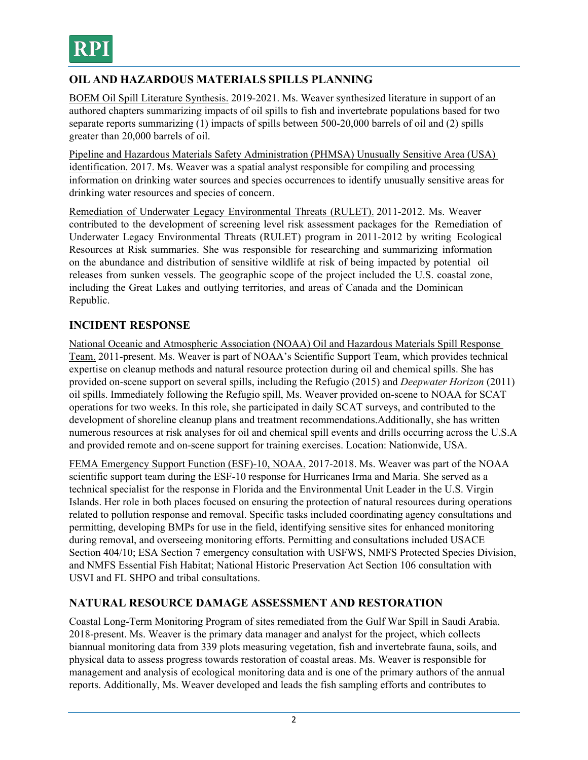## OIL AND HAZARDOUS MATERIALS SPILLS PLANNING

BOEM Oil Spill Literature Synthesis. 2019-2021. Ms. Weaver synthesized literature in support of an authored chapters summarizing impacts of oil spills to fish and invertebrate populations based for two separate reports summarizing (1) impacts of spills between 500-20,000 barrels of oil and (2) spills greater than 20,000 barrels of oil.

Pipeline and Hazardous Materials Safety Administration (PHMSA) Unusually Sensitive Area (USA) identification. 2017. Ms. Weaver was a spatial analyst responsible for compiling and processing information on drinking water sources and species occurrences to identify unusually sensitive areas for drinking water resources and species of concern.

Remediation of Underwater Legacy Environmental Threats (RULET). 2011-2012. Ms. Weaver contributed to the development of screening level risk assessment packages for the Remediation of Underwater Legacy Environmental Threats (RULET) program in 2011-2012 by writing Ecological Resources at Risk summaries. She was responsible for researching and summarizing information on the abundance and distribution of sensitive wildlife at risk of being impacted by potential oil releases from sunken vessels. The geographic scope of the project included the U.S. coastal zone, including the Great Lakes and outlying territories, and areas of Canada and the Dominican Republic.

## INCIDENT RESPONSE

National Oceanic and Atmospheric Association (NOAA) Oil and Hazardous Materials Spill Response Team. 2011-present. Ms. Weaver is part of NOAA's Scientific Support Team, which provides technical expertise on cleanup methods and natural resource protection during oil and chemical spills. She has provided on-scene support on several spills, including the Refugio (2015) and *Deepwater Horizon* (2011) oil spills. Immediately following the Refugio spill, Ms. Weaver provided on-scene to NOAA for SCAT operations for two weeks. In this role, she participated in daily SCAT surveys, and contributed to the development of shoreline cleanup plans and treatment recommendations.Additionally, she has written numerous resources at risk analyses for oil and chemical spill events and drills occurring across the U.S.A and provided remote and on-scene support for training exercises. Location: Nationwide, USA.

FEMA Emergency Support Function (ESF)-10, NOAA. 2017-2018. Ms. Weaver was part of the NOAA scientific support team during the ESF-10 response for Hurricanes Irma and Maria. She served as a technical specialist for the response in Florida and the Environmental Unit Leader in the U.S. Virgin Islands. Her role in both places focused on ensuring the protection of natural resources during operations related to pollution response and removal. Specific tasks included coordinating agency consultations and permitting, developing BMPs for use in the field, identifying sensitive sites for enhanced monitoring during removal, and overseeing monitoring efforts. Permitting and consultations included USACE Section 404/10; ESA Section 7 emergency consultation with USFWS, NMFS Protected Species Division, and NMFS Essential Fish Habitat; National Historic Preservation Act Section 106 consultation with USVI and FL SHPO and tribal consultations.

## NATURAL RESOURCE DAMAGE ASSESSMENT AND RESTORATION

Coastal Long-Term Monitoring Program of sites remediated from the Gulf War Spill in Saudi Arabia. 2018-present. Ms. Weaver is the primary data manager and analyst for the project, which collects biannual monitoring data from 339 plots measuring vegetation, fish and invertebrate fauna, soils, and physical data to assess progress towards restoration of coastal areas. Ms. Weaver is responsible for management and analysis of ecological monitoring data and is one of the primary authors of the annual reports. Additionally, Ms. Weaver developed and leads the fish sampling efforts and contributes to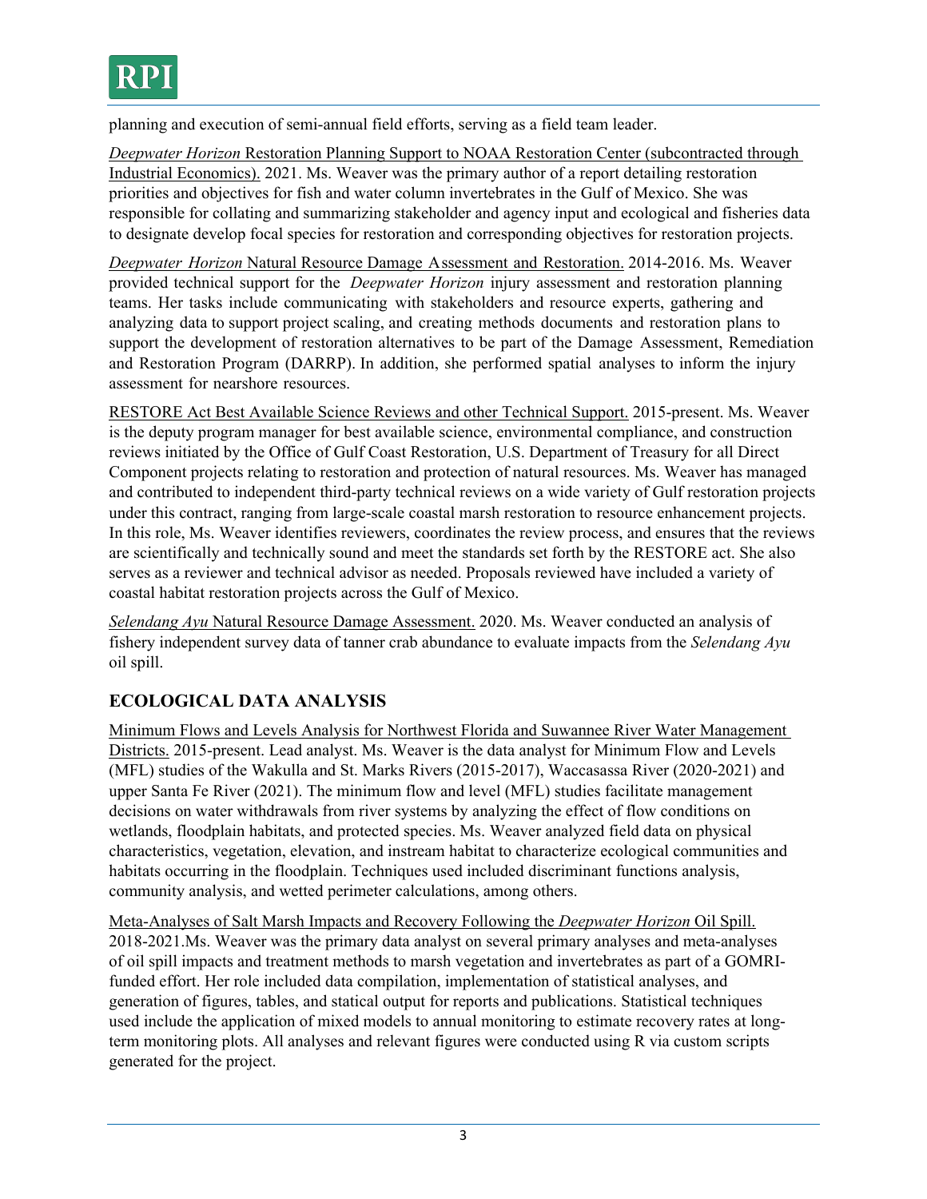planning and execution of semi-annual field efforts, serving as a field team leader.

*Deepwater Horizon* Restoration Planning Support to NOAA Restoration Center (subcontracted through Industrial Economics). 2021. Ms. Weaver was the primary author of a report detailing restoration priorities and objectives for fish and water column invertebrates in the Gulf of Mexico. She was responsible for collating and summarizing stakeholder and agency input and ecological and fisheries data to designate develop focal species for restoration and corresponding objectives for restoration projects.

*Deepwater Horizon* Natural Resource Damage Assessment and Restoration. 2014-2016. Ms. Weaver provided technical support for the *Deepwater Horizon* injury assessment and restoration planning teams. Her tasks include communicating with stakeholders and resource experts, gathering and analyzing data to support project scaling, and creating methods documents and restoration plans to support the development of restoration alternatives to be part of the Damage Assessment, Remediation and Restoration Program (DARRP). In addition, she performed spatial analyses to inform the injury assessment for nearshore resources.

RESTORE Act Best Available Science Reviews and other Technical Support. 2015-present. Ms. Weaver is the deputy program manager for best available science, environmental compliance, and construction reviews initiated by the Office of Gulf Coast Restoration, U.S. Department of Treasury for all Direct Component projects relating to restoration and protection of natural resources. Ms. Weaver has managed and contributed to independent third-party technical reviews on a wide variety of Gulf restoration projects under this contract, ranging from large-scale coastal marsh restoration to resource enhancement projects. In this role, Ms. Weaver identifies reviewers, coordinates the review process, and ensures that the reviews are scientifically and technically sound and meet the standards set forth by the RESTORE act. She also serves as a reviewer and technical advisor as needed. Proposals reviewed have included a variety of coastal habitat restoration projects across the Gulf of Mexico.

*Selendang Ayu* Natural Resource Damage Assessment. 2020. Ms. Weaver conducted an analysis of fishery independent survey data of tanner crab abundance to evaluate impacts from the *Selendang Ayu* oil spill.

## ECOLOGICAL DATA ANALYSIS

Minimum Flows and Levels Analysis for Northwest Florida and Suwannee River Water Management Districts. 2015-present. Lead analyst. Ms. Weaver is the data analyst for Minimum Flow and Levels (MFL) studies of the Wakulla and St. Marks Rivers (2015-2017), Waccasassa River (2020-2021) and upper Santa Fe River (2021). The minimum flow and level (MFL) studies facilitate management decisions on water withdrawals from river systems by analyzing the effect of flow conditions on wetlands, floodplain habitats, and protected species. Ms. Weaver analyzed field data on physical characteristics, vegetation, elevation, and instream habitat to characterize ecological communities and habitats occurring in the floodplain. Techniques used included discriminant functions analysis, community analysis, and wetted perimeter calculations, among others.

Meta-Analyses of Salt Marsh Impacts and Recovery Following the *Deepwater Horizon* Oil Spill. 2018-2021.Ms. Weaver was the primary data analyst on several primary analyses and meta-analyses of oil spill impacts and treatment methods to marsh vegetation and invertebrates as part of a GOMRI-funded effort. Her role included data compilation, implementation of statistical analyses, and generation of figures, tables, and statical output for reports and publications. Statistical techniques used include the application of mixed models to annual monitoring to estimate recovery rates at long-term monitoring plots. All analyses and relevant figures were conducted using R via custom scripts generated for the project.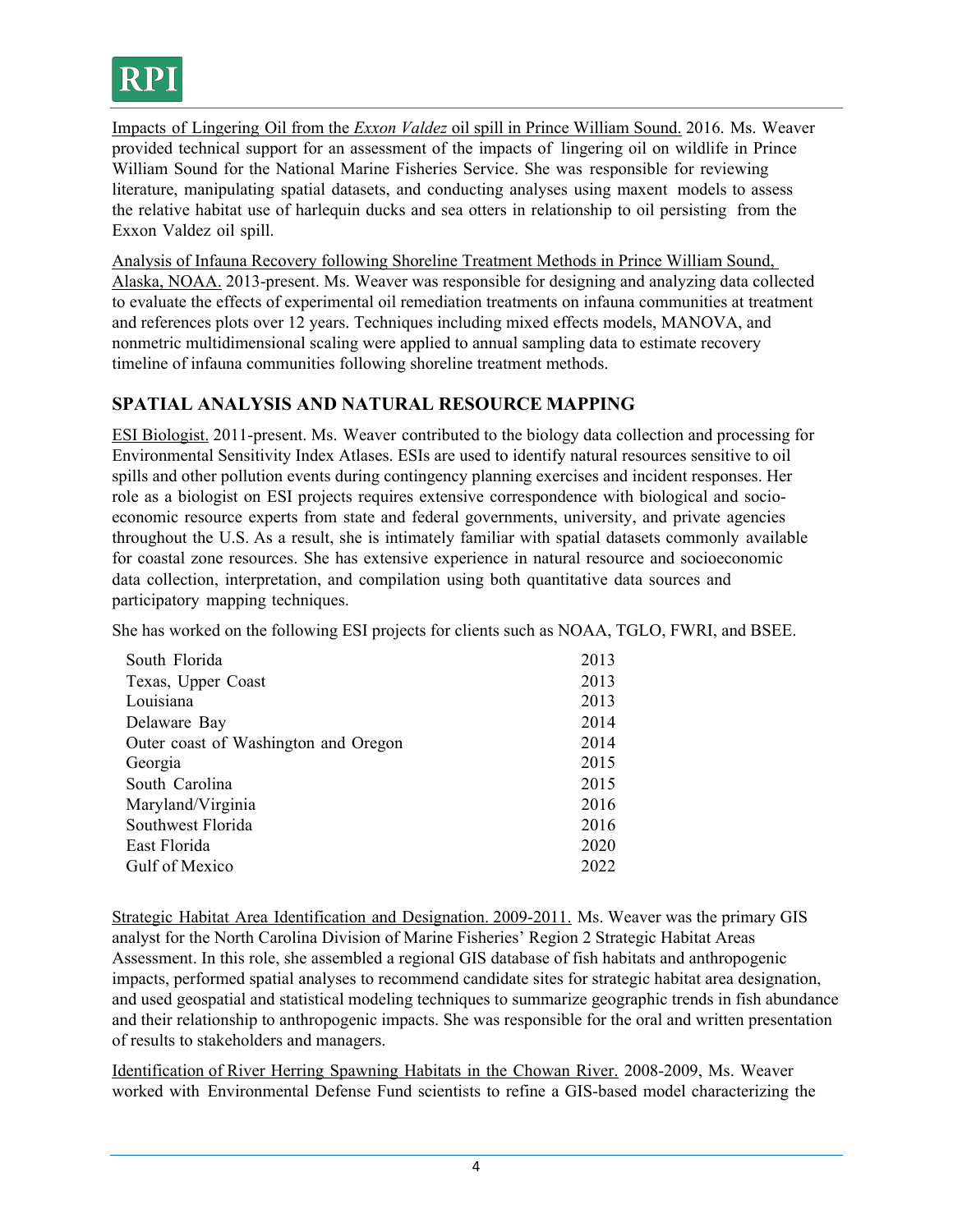Impacts of Lingering Oil from the *Exxon Valdez* oil spill in Prince William Sound. 2016. Ms. Weaver provided technical support for an assessment of the impacts of lingering oil on wildlife in Prince William Sound for the National Marine Fisheries Service. She was responsible for reviewing literature, manipulating spatial datasets, and conducting analyses using maxent models to assess the relative habitat use of harlequin ducks and sea otters in relationship to oil persisting from the Exxon Valdez oil spill.

Analysis of Infauna Recovery following Shoreline Treatment Methods in Prince William Sound, Alaska, NOAA. 2013-present. Ms. Weaver was responsible for designing and analyzing data collected to evaluate the effects of experimental oil remediation treatments on infauna communities at treatment and references plots over 12 years. Techniques including mixed effects models, MANOVA, and nonmetric multidimensional scaling were applied to annual sampling data to estimate recovery timeline of infauna communities following shoreline treatment methods.

## SPATIAL ANALYSIS AND NATURAL RESOURCE MAPPING

ESI Biologist. 2011-present. Ms. Weaver contributed to the biology data collection and processing for Environmental Sensitivity Index Atlases. ESIs are used to identify natural resources sensitive to oil spills and other pollution events during contingency planning exercises and incident responses. Her role as a biologist on ESI projects requires extensive correspondence with biological and socio-economic resource experts from state and federal governments, university, and private agencies throughout the U.S. As a result, she is intimately familiar with spatial datasets commonly available for coastal zone resources. She has extensive experience in natural resource and socioeconomic data collection, interpretation, and compilation using both quantitative data sources and participatory mapping techniques.

She has worked on the following ESI projects for clients such as NOAA, TGLO, FWRI, and BSEE.

| Project | Year |
|---|---|
| South Florida | 2013 |
| Texas, Upper Coast | 2013 |
| Louisiana | 2013 |
| Delaware Bay | 2014 |
| Outer coast of Washington and Oregon | 2014 |
| Georgia | 2015 |
| South Carolina | 2015 |
| Maryland/Virginia | 2016 |
| Southwest Florida | 2016 |
| East Florida | 2020 |
| Gulf of Mexico | 2022 |

Strategic Habitat Area Identification and Designation. 2009-2011. Ms. Weaver was the primary GIS analyst for the North Carolina Division of Marine Fisheries' Region 2 Strategic Habitat Areas Assessment. In this role, she assembled a regional GIS database of fish habitats and anthropogenic impacts, performed spatial analyses to recommend candidate sites for strategic habitat area designation, and used geospatial and statistical modeling techniques to summarize geographic trends in fish abundance and their relationship to anthropogenic impacts. She was responsible for the oral and written presentation of results to stakeholders and managers.

Identification of River Herring Spawning Habitats in the Chowan River. 2008-2009, Ms. Weaver worked with Environmental Defense Fund scientists to refine a GIS-based model characterizing the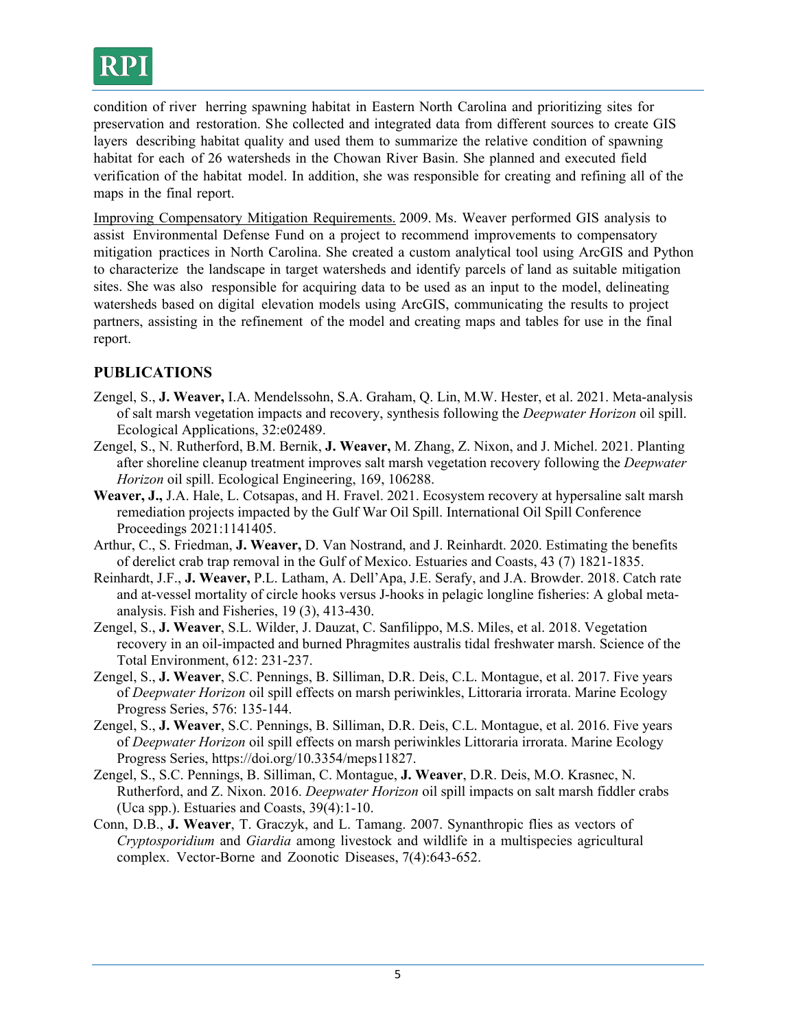condition of river herring spawning habitat in Eastern North Carolina and prioritizing sites for preservation and restoration. She collected and integrated data from different sources to create GIS layers describing habitat quality and used them to summarize the relative condition of spawning habitat for each of 26 watersheds in the Chowan River Basin. She planned and executed field verification of the habitat model. In addition, she was responsible for creating and refining all of the maps in the final report.

Improving Compensatory Mitigation Requirements. 2009. Ms. Weaver performed GIS analysis to assist Environmental Defense Fund on a project to recommend improvements to compensatory mitigation practices in North Carolina. She created a custom analytical tool using ArcGIS and Python to characterize the landscape in target watersheds and identify parcels of land as suitable mitigation sites. She was also responsible for acquiring data to be used as an input to the model, delineating watersheds based on digital elevation models using ArcGIS, communicating the results to project partners, assisting in the refinement of the model and creating maps and tables for use in the final report.

## PUBLICATIONS

Zengel, S., **J. Weaver,** I.A. Mendelssohn, S.A. Graham, Q. Lin, M.W. Hester, et al. 2021. Meta-analysis of salt marsh vegetation impacts and recovery, synthesis following the *Deepwater Horizon* oil spill. Ecological Applications, 32:e02489.

Zengel, S., N. Rutherford, B.M. Bernik, **J. Weaver,** M. Zhang, Z. Nixon, and J. Michel. 2021. Planting after shoreline cleanup treatment improves salt marsh vegetation recovery following the *Deepwater Horizon* oil spill. Ecological Engineering, 169, 106288.

**Weaver, J.,** J.A. Hale, L. Cotsapas, and H. Fravel. 2021. Ecosystem recovery at hypersaline salt marsh remediation projects impacted by the Gulf War Oil Spill. International Oil Spill Conference Proceedings 2021:1141405.

Arthur, C., S. Friedman, **J. Weaver,** D. Van Nostrand, and J. Reinhardt. 2020. Estimating the benefits of derelict crab trap removal in the Gulf of Mexico. Estuaries and Coasts, 43 (7) 1821-1835.

Reinhardt, J.F., **J. Weaver,** P.L. Latham, A. Dell'Apa, J.E. Serafy, and J.A. Browder. 2018. Catch rate and at-vessel mortality of circle hooks versus J-hooks in pelagic longline fisheries: A global meta-analysis. Fish and Fisheries, 19 (3), 413-430.

Zengel, S., **J. Weaver**, S.L. Wilder, J. Dauzat, C. Sanfilippo, M.S. Miles, et al. 2018. Vegetation recovery in an oil-impacted and burned Phragmites australis tidal freshwater marsh. Science of the Total Environment, 612: 231-237.

Zengel, S., **J. Weaver**, S.C. Pennings, B. Silliman, D.R. Deis, C.L. Montague, et al. 2017. Five years of *Deepwater Horizon* oil spill effects on marsh periwinkles, Littoraria irrorata. Marine Ecology Progress Series, 576: 135-144.

Zengel, S., **J. Weaver**, S.C. Pennings, B. Silliman, D.R. Deis, C.L. Montague, et al. 2016. Five years of *Deepwater Horizon* oil spill effects on marsh periwinkles Littoraria irrorata. Marine Ecology Progress Series, https://doi.org/10.3354/meps11827.

Zengel, S., S.C. Pennings, B. Silliman, C. Montague, **J. Weaver**, D.R. Deis, M.O. Krasnec, N. Rutherford, and Z. Nixon. 2016. *Deepwater Horizon* oil spill impacts on salt marsh fiddler crabs (Uca spp.). Estuaries and Coasts, 39(4):1-10.

Conn, D.B., **J. Weaver**, T. Graczyk, and L. Tamang. 2007. Synanthropic flies as vectors of *Cryptosporidium* and *Giardia* among livestock and wildlife in a multispecies agricultural complex. Vector-Borne and Zoonotic Diseases, 7(4):643-652.